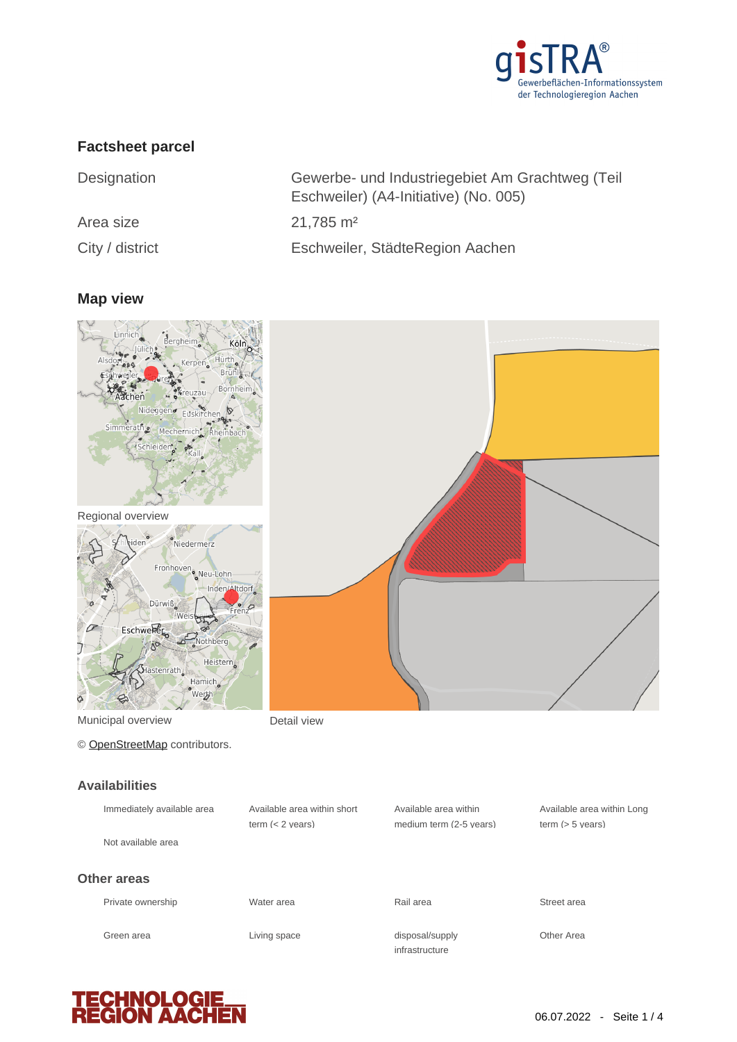## Factsheet parcel

| | |
|---|---|
| Designation | Gewerbe- und Industriegebiet Am Grachtweg (Teil Eschweiler) (A4-Initiative) (No. 005) |
| Area size | 21,785 m² |
| City / district | Eschweiler, StädteRegion Aachen |

## Map view

Regional overview

Municipal overview

Detail view

© OpenStreetMap contributors.

## Availabilities

| | | | |
|---|---|---|---|
| Immediately available area | Available area within short term (< 2 years) | Available area within medium term (2-5 years) | Available area within Long term (> 5 years) |
| Not available area | | | |

## Other areas

| | | | |
|---|---|---|---|
| Private ownership | Water area | Rail area | Street area |
| Green area | Living space | disposal/supply infrastructure | Other Area |

06.07.2022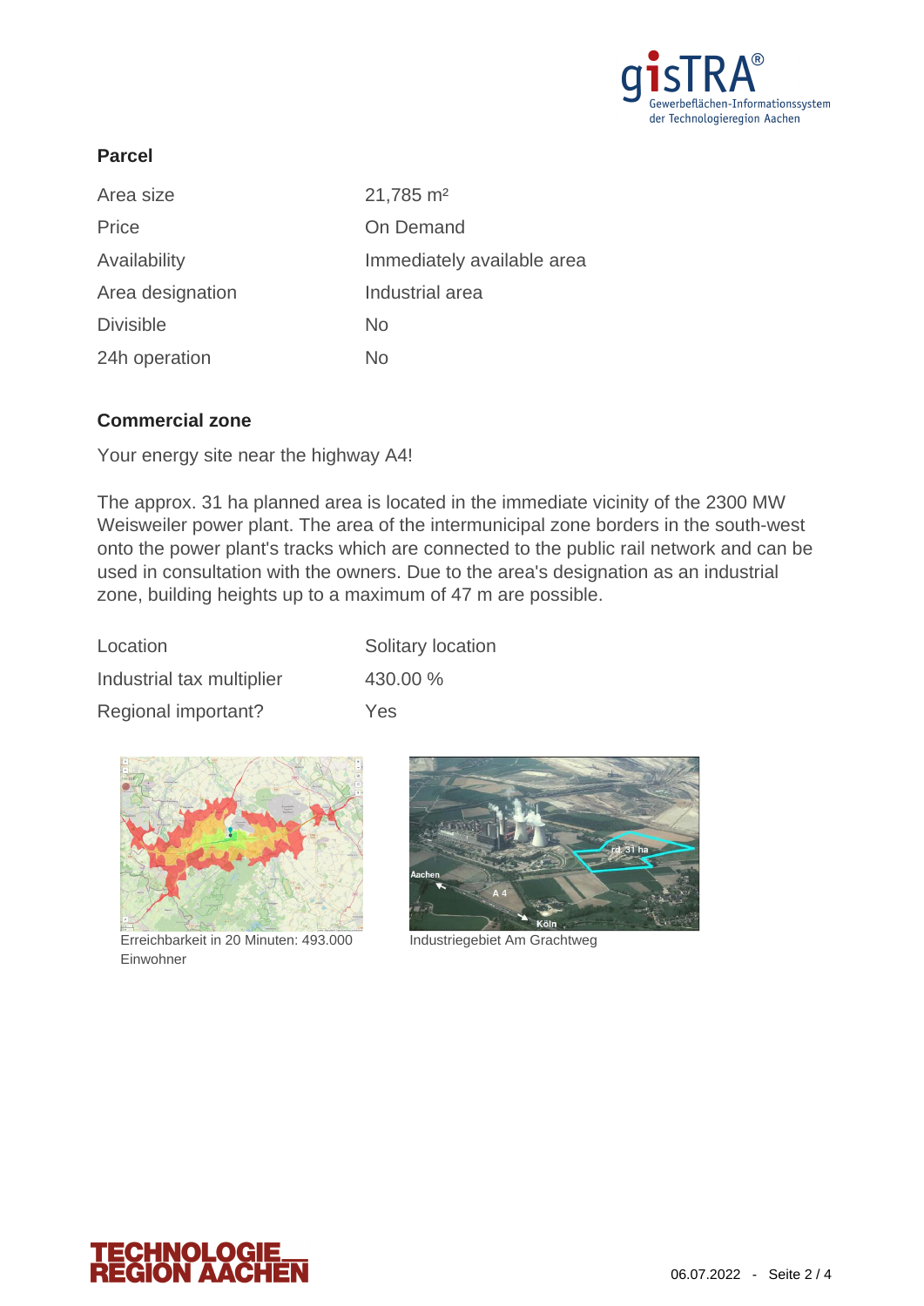## Parcel

| | |
|---|---|
| Area size | 21,785 m² |
| Price | On Demand |
| Availability | Immediately available area |
| Area designation | Industrial area |
| Divisible | No |
| 24h operation | No |

## Commercial zone

Your energy site near the highway A4!

The approx. 31 ha planned area is located in the immediate vicinity of the 2300 MW Weisweiler power plant. The area of the intermunicipal zone borders in the south-west onto the power plant's tracks which are connected to the public rail network and can be used in consultation with the owners. Due to the area's designation as an industrial zone, building heights up to a maximum of 47 m are possible.

| | |
|---|---|
| Location | Solitary location |
| Industrial tax multiplier | 430.00 % |
| Regional important? | Yes |

Erreichbarkeit in 20 Minuten: 493.000 Einwohner

Industriegebiet Am Grachtweg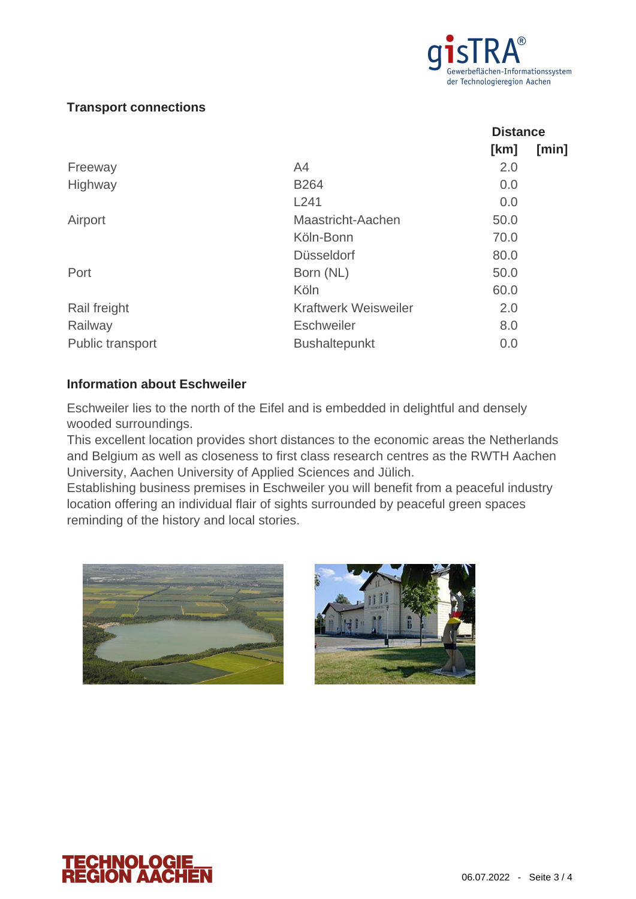### Transport connections

| | | Distance | |
|---|---|---|---|
| | | [km] | [min] |
| Freeway | A4 | 2.0 | |
| Highway | B264 | 0.0 | |
| | L241 | 0.0 | |
| Airport | Maastricht-Aachen | 50.0 | |
| | Köln-Bonn | 70.0 | |
| | Düsseldorf | 80.0 | |
| Port | Born (NL) | 50.0 | |
| | Köln | 60.0 | |
| Rail freight | Kraftwerk Weisweiler | 2.0 | |
| Railway | Eschweiler | 8.0 | |
| Public transport | Bushaltepunkt | 0.0 | |

### Information about Eschweiler

Eschweiler lies to the north of the Eifel and is embedded in delightful and densely wooded surroundings.
This excellent location provides short distances to the economic areas the Netherlands and Belgium as well as closeness to first class research centres as the RWTH Aachen University, Aachen University of Applied Sciences and Jülich.
Establishing business premises in Eschweiler you will benefit from a peaceful industry location offering an individual flair of sights surrounded by peaceful green spaces reminding of the history and local stories.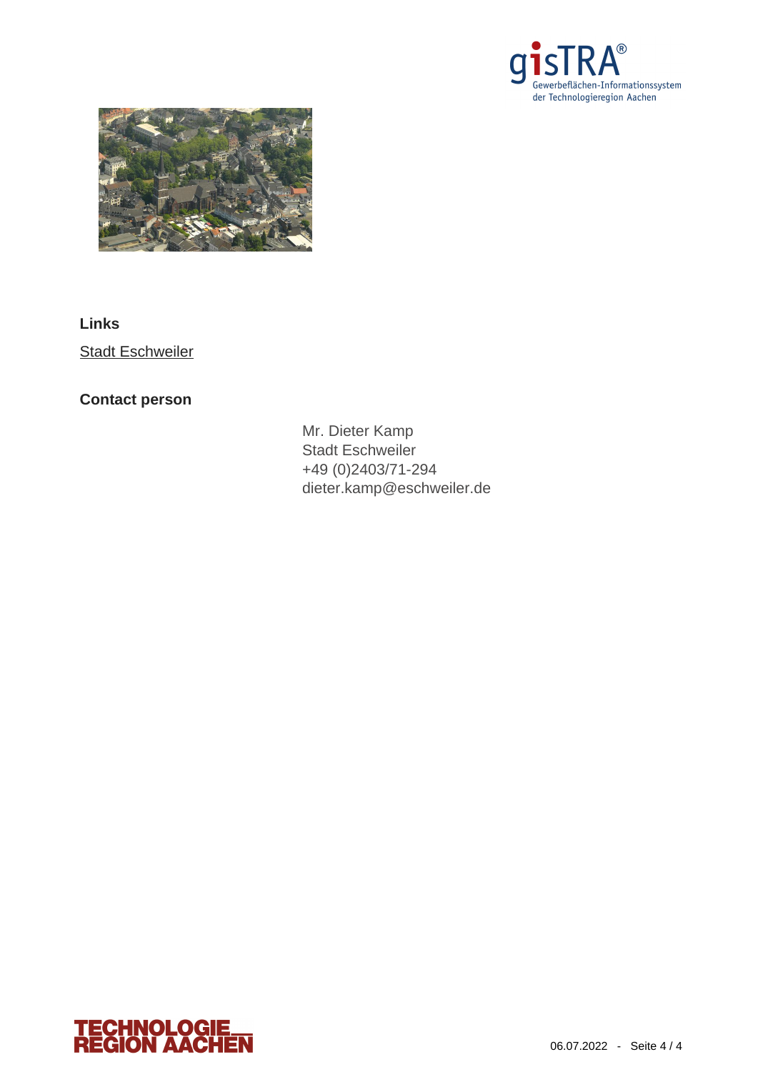### Links

Stadt Eschweiler

### Contact person

Mr. Dieter Kamp
Stadt Eschweiler
+49 (0)2403/71-294
dieter.kamp@eschweiler.de